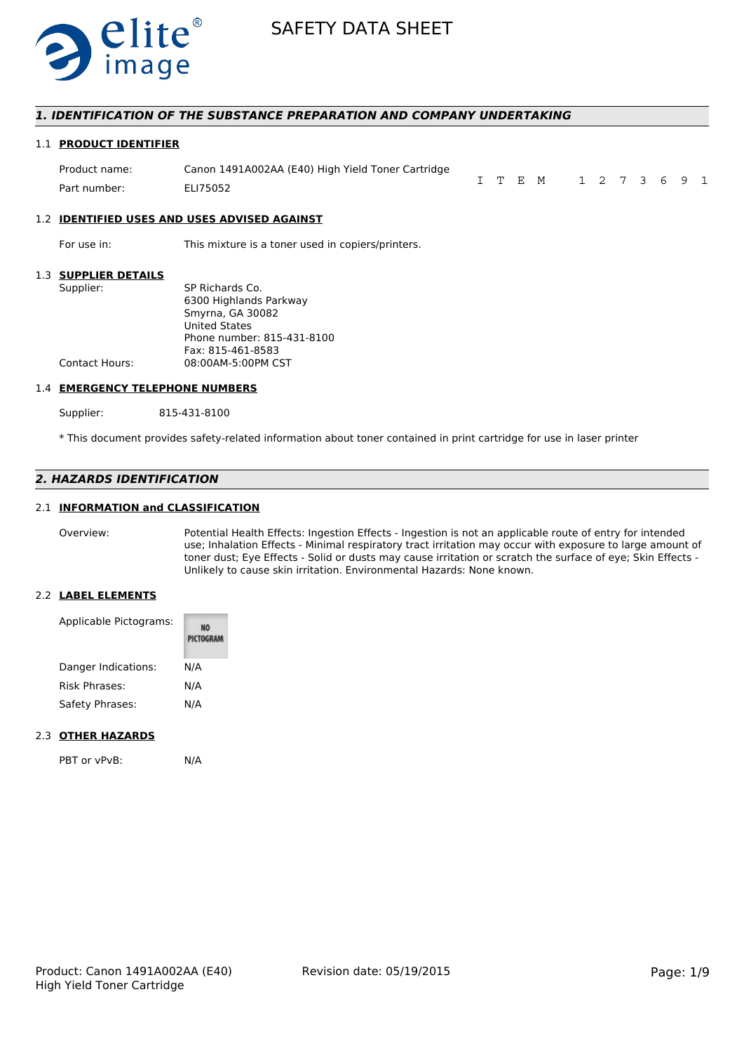SAFETY DATA SHEET

## 1. IDENTIFICATION OF THE SUBSTANCE PREPARATION AND COMPANY UNDERTAKING

### 1.1 PRODUCT IDENTIFIER

| | |
|---|---|
| Product name: | Canon 1491A002AA (E40) High Yield Toner Cartridge |
| Part number: | ELI75052 |

ITEM 1273691

### 1.2 IDENTIFIED USES AND USES ADVISED AGAINST

For use in: This mixture is a toner used in copiers/printers.

### 1.3 SUPPLIER DETAILS

Supplier:
SP Richards Co.
6300 Highlands Parkway
Smyrna, GA 30082
United States
Phone number: 815-431-8100
Fax: 815-461-8583

Contact Hours: 08:00AM-5:00PM CST

### 1.4 EMERGENCY TELEPHONE NUMBERS

Supplier: 815-431-8100

* This document provides safety-related information about toner contained in print cartridge for use in laser printer

## 2. HAZARDS IDENTIFICATION

### 2.1 INFORMATION and CLASSIFICATION

Overview: Potential Health Effects: Ingestion Effects - Ingestion is not an applicable route of entry for intended use; Inhalation Effects - Minimal respiratory tract irritation may occur with exposure to large amount of toner dust; Eye Effects - Solid or dusts may cause irritation or scratch the surface of eye; Skin Effects - Unlikely to cause skin irritation. Environmental Hazards: None known.

### 2.2 LABEL ELEMENTS

Applicable Pictograms: NO PICTOGRAM

Danger Indications: N/A

Risk Phrases: N/A

Safety Phrases: N/A

### 2.3 OTHER HAZARDS

PBT or vPvB: N/A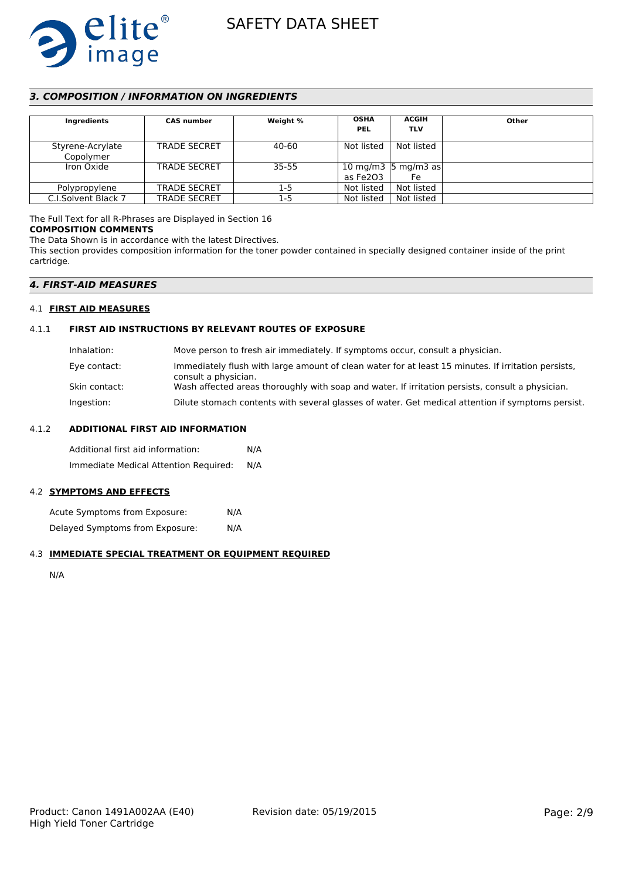## 3. COMPOSITION / INFORMATION ON INGREDIENTS

| Ingredients | CAS number | Weight % | OSHA PEL | ACGIH TLV | Other |
|---|---|---|---|---|---|
| Styrene-Acrylate Copolymer | TRADE SECRET | 40-60 | Not listed | Not listed | |
| Iron Oxide | TRADE SECRET | 35-55 | 10 mg/m3 as $Fe_2O_3$ | 5 mg/m3 as Fe | |
| Polypropylene | TRADE SECRET | 1-5 | Not listed | Not listed | |
| C.I.Solvent Black 7 | TRADE SECRET | 1-5 | Not listed | Not listed | |

The Full Text for all R-Phrases are Displayed in Section 16

**COMPOSITION COMMENTS**

The Data Shown is in accordance with the latest Directives.

This section provides composition information for the toner powder contained in specially designed container inside of the print cartridge.

## 4. FIRST-AID MEASURES

### 4.1 FIRST AID MEASURES

#### 4.1.1 FIRST AID INSTRUCTIONS BY RELEVANT ROUTES OF EXPOSURE

Inhalation: Move person to fresh air immediately. If symptoms occur, consult a physician.

Eye contact: Immediately flush with large amount of clean water for at least 15 minutes. If irritation persists, consult a physician.

Skin contact: Wash affected areas thoroughly with soap and water. If irritation persists, consult a physician.

Ingestion: Dilute stomach contents with several glasses of water. Get medical attention if symptoms persist.

#### 4.1.2 ADDITIONAL FIRST AID INFORMATION

Additional first aid information: N/A

Immediate Medical Attention Required: N/A

### 4.2 SYMPTOMS AND EFFECTS

Acute Symptoms from Exposure: N/A

Delayed Symptoms from Exposure: N/A

### 4.3 IMMEDIATE SPECIAL TREATMENT OR EQUIPMENT REQUIRED

N/A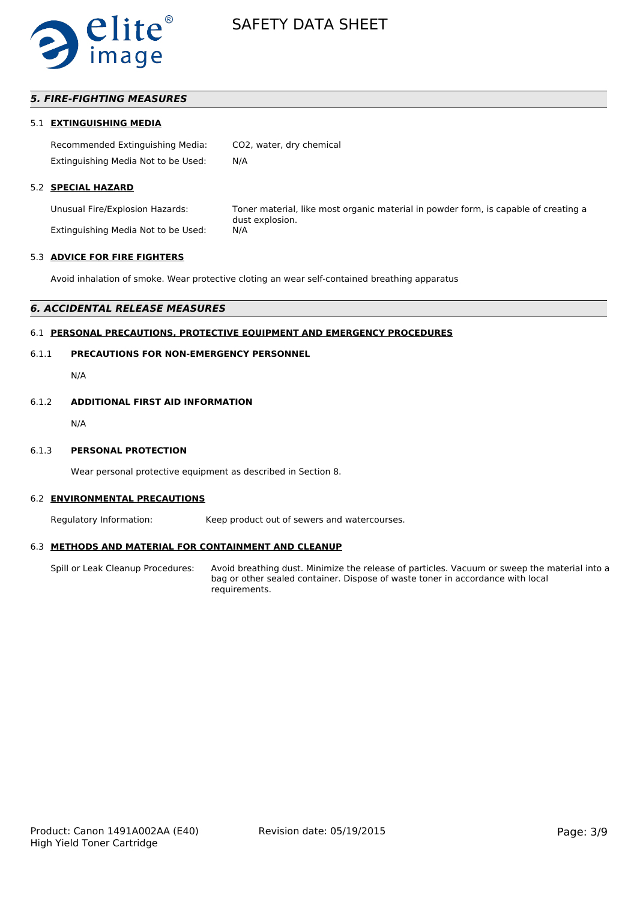## 5. FIRE-FIGHTING MEASURES

### 5.1 EXTINGUISHING MEDIA

| | |
|---|---|
| Recommended Extinguishing Media: | $CO_2$, water, dry chemical |
| Extinguishing Media Not to be Used: | N/A |

### 5.2 SPECIAL HAZARD

| | |
|---|---|
| Unusual Fire/Explosion Hazards: | Toner material, like most organic material in powder form, is capable of creating a dust explosion. |
| Extinguishing Media Not to be Used: | N/A |

### 5.3 ADVICE FOR FIRE FIGHTERS

Avoid inhalation of smoke. Wear protective cloting an wear self-contained breathing apparatus

## 6. ACCIDENTAL RELEASE MEASURES

### 6.1 PERSONAL PRECAUTIONS, PROTECTIVE EQUIPMENT AND EMERGENCY PROCEDURES

#### 6.1.1 PRECAUTIONS FOR NON-EMERGENCY PERSONNEL

N/A

#### 6.1.2 ADDITIONAL FIRST AID INFORMATION

N/A

#### 6.1.3 PERSONAL PROTECTION

Wear personal protective equipment as described in Section 8.

### 6.2 ENVIRONMENTAL PRECAUTIONS

| | |
|---|---|
| Regulatory Information: | Keep product out of sewers and watercourses. |

### 6.3 METHODS AND MATERIAL FOR CONTAINMENT AND CLEANUP

| | |
|---|---|
| Spill or Leak Cleanup Procedures: | Avoid breathing dust. Minimize the release of particles. Vacuum or sweep the material into a bag or other sealed container. Dispose of waste toner in accordance with local requirements. |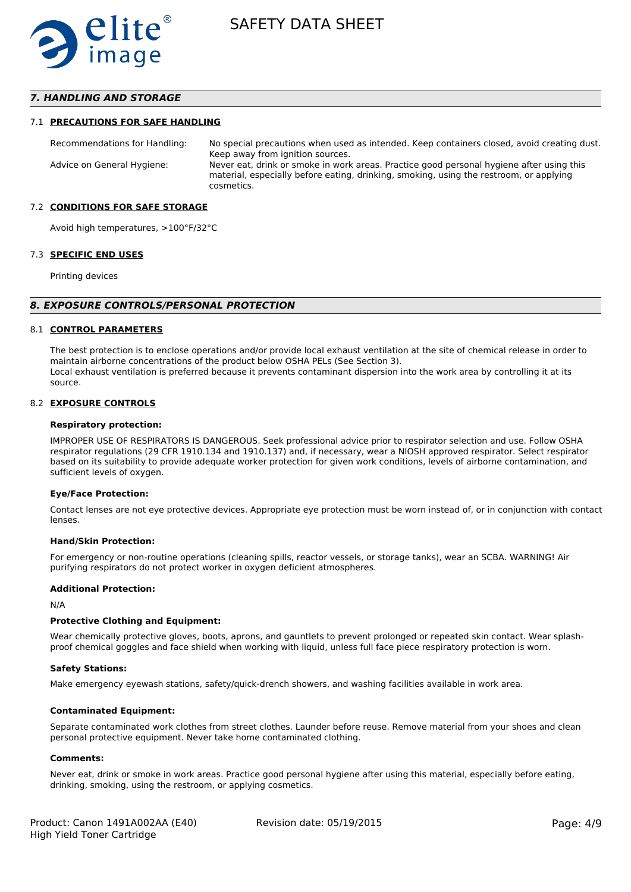## 7. HANDLING AND STORAGE

### 7.1 PRECAUTIONS FOR SAFE HANDLING

| | |
|---|---|
| Recommendations for Handling: | No special precautions when used as intended. Keep containers closed, avoid creating dust. Keep away from ignition sources. |
| Advice on General Hygiene: | Never eat, drink or smoke in work areas. Practice good personal hygiene after using this material, especially before eating, drinking, smoking, using the restroom, or applying cosmetics. |

### 7.2 CONDITIONS FOR SAFE STORAGE

Avoid high temperatures, >100°F/32°C

### 7.3 SPECIFIC END USES

Printing devices

## 8. EXPOSURE CONTROLS/PERSONAL PROTECTION

### 8.1 CONTROL PARAMETERS

The best protection is to enclose operations and/or provide local exhaust ventilation at the site of chemical release in order to maintain airborne concentrations of the product below OSHA PELs (See Section 3).
Local exhaust ventilation is preferred because it prevents contaminant dispersion into the work area by controlling it at its source.

### 8.2 EXPOSURE CONTROLS

**Respiratory protection:**

IMPROPER USE OF RESPIRATORS IS DANGEROUS. Seek professional advice prior to respirator selection and use. Follow OSHA respirator regulations (29 CFR 1910.134 and 1910.137) and, if necessary, wear a NIOSH approved respirator. Select respirator based on its suitability to provide adequate worker protection for given work conditions, levels of airborne contamination, and sufficient levels of oxygen.

**Eye/Face Protection:**

Contact lenses are not eye protective devices. Appropriate eye protection must be worn instead of, or in conjunction with contact lenses.

**Hand/Skin Protection:**

For emergency or non-routine operations (cleaning spills, reactor vessels, or storage tanks), wear an SCBA. WARNING! Air purifying respirators do not protect worker in oxygen deficient atmospheres.

**Additional Protection:**

N/A

**Protective Clothing and Equipment:**

Wear chemically protective gloves, boots, aprons, and gauntlets to prevent prolonged or repeated skin contact. Wear splash-proof chemical goggles and face shield when working with liquid, unless full face piece respiratory protection is worn.

**Safety Stations:**

Make emergency eyewash stations, safety/quick-drench showers, and washing facilities available in work area.

**Contaminated Equipment:**

Separate contaminated work clothes from street clothes. Launder before reuse. Remove material from your shoes and clean personal protective equipment. Never take home contaminated clothing.

**Comments:**

Never eat, drink or smoke in work areas. Practice good personal hygiene after using this material, especially before eating, drinking, smoking, using the restroom, or applying cosmetics.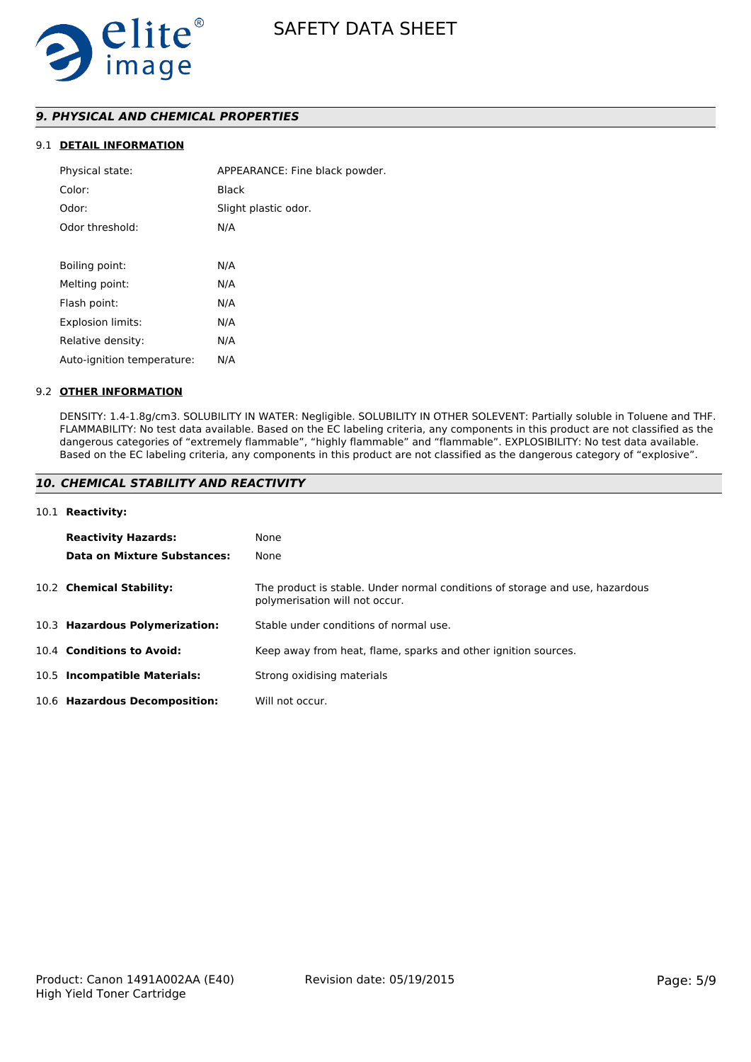## *9. PHYSICAL AND CHEMICAL PROPERTIES*

### 9.1 DETAIL INFORMATION

| | |
|---|---|
| Physical state: | APPEARANCE: Fine black powder. |
| Color: | Black |
| Odor: | Slight plastic odor. |
| Odor threshold: | N/A |
| Boiling point: | N/A |
| Melting point: | N/A |
| Flash point: | N/A |
| Explosion limits: | N/A |
| Relative density: | N/A |
| Auto-ignition temperature: | N/A |

### 9.2 OTHER INFORMATION

DENSITY: 1.4-1.8g/cm3. SOLUBILITY IN WATER: Negligible. SOLUBILITY IN OTHER SOLEVENT: Partially soluble in Toluene and THF. FLAMMABILITY: No test data available. Based on the EC labeling criteria, any components in this product are not classified as the dangerous categories of “extremely flammable”, “highly flammable” and “flammable”. EXPLOSIBILITY: No test data available. Based on the EC labeling criteria, any components in this product are not classified as the dangerous category of “explosive”.

## *10. CHEMICAL STABILITY AND REACTIVITY*

10.1 **Reactivity:**

| | |
|---|---|
| **Reactivity Hazards:** | None |
| **Data on Mixture Substances:** | None |

| | |
|---|---|
| 10.2 **Chemical Stability:** | The product is stable. Under normal conditions of storage and use, hazardous polymerisation will not occur. |
| 10.3 **Hazardous Polymerization:** | Stable under conditions of normal use. |
| 10.4 **Conditions to Avoid:** | Keep away from heat, flame, sparks and other ignition sources. |
| 10.5 **Incompatible Materials:** | Strong oxidising materials |
| 10.6 **Hazardous Decomposition:** | Will not occur. |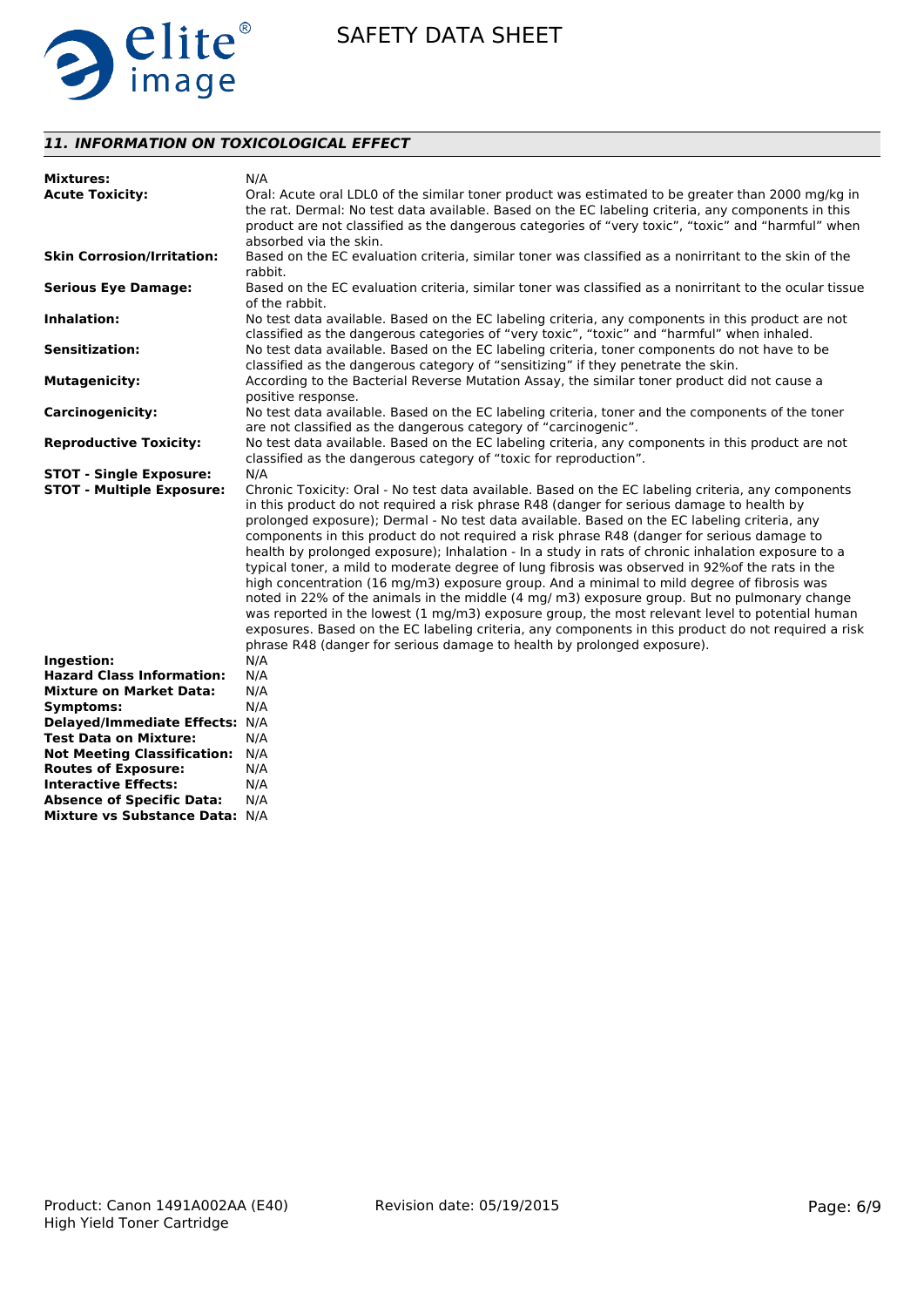## *11. INFORMATION ON TOXICOLOGICAL EFFECT*

| | |
|---|---|
| **Mixtures:** | N/A |
| **Acute Toxicity:** | Oral: Acute oral LDL0 of the similar toner product was estimated to be greater than 2000 mg/kg in the rat. Dermal: No test data available. Based on the EC labeling criteria, any components in this product are not classified as the dangerous categories of "very toxic", "toxic" and "harmful" when absorbed via the skin. |
| **Skin Corrosion/Irritation:** | Based on the EC evaluation criteria, similar toner was classified as a nonirritant to the skin of the rabbit. |
| **Serious Eye Damage:** | Based on the EC evaluation criteria, similar toner was classified as a nonirritant to the ocular tissue of the rabbit. |
| **Inhalation:** | No test data available. Based on the EC labeling criteria, any components in this product are not classified as the dangerous categories of "very toxic", "toxic" and "harmful" when inhaled. |
| **Sensitization:** | No test data available. Based on the EC labeling criteria, toner components do not have to be classified as the dangerous category of "sensitizing" if they penetrate the skin. |
| **Mutagenicity:** | According to the Bacterial Reverse Mutation Assay, the similar toner product did not cause a positive response. |
| **Carcinogenicity:** | No test data available. Based on the EC labeling criteria, toner and the components of the toner are not classified as the dangerous category of "carcinogenic". |
| **Reproductive Toxicity:** | No test data available. Based on the EC labeling criteria, any components in this product are not classified as the dangerous category of "toxic for reproduction". |
| **STOT - Single Exposure:** | N/A |
| **STOT - Multiple Exposure:** | Chronic Toxicity: Oral - No test data available. Based on the EC labeling criteria, any components in this product do not required a risk phrase R48 (danger for serious damage to health by prolonged exposure); Dermal - No test data available. Based on the EC labeling criteria, any components in this product do not required a risk phrase R48 (danger for serious damage to health by prolonged exposure); Inhalation - In a study in rats of chronic inhalation exposure to a typical toner, a mild to moderate degree of lung fibrosis was observed in 92%of the rats in the high concentration (16 mg/m3) exposure group. And a minimal to mild degree of fibrosis was noted in 22% of the animals in the middle (4 mg/ m3) exposure group. But no pulmonary change was reported in the lowest (1 mg/m3) exposure group, the most relevant level to potential human exposures. Based on the EC labeling criteria, any components in this product do not required a risk phrase R48 (danger for serious damage to health by prolonged exposure). |
| **Ingestion:** | N/A |
| **Hazard Class Information:** | N/A |
| **Mixture on Market Data:** | N/A |
| **Symptoms:** | N/A |
| **Delayed/Immediate Effects:** | N/A |
| **Test Data on Mixture:** | N/A |
| **Not Meeting Classification:** | N/A |
| **Routes of Exposure:** | N/A |
| **Interactive Effects:** | N/A |
| **Absence of Specific Data:** | N/A |
| **Mixture vs Substance Data:** | N/A |

Product: Canon 1491A002AA (E40) High Yield Toner Cartridge

Revision date: 05/19/2015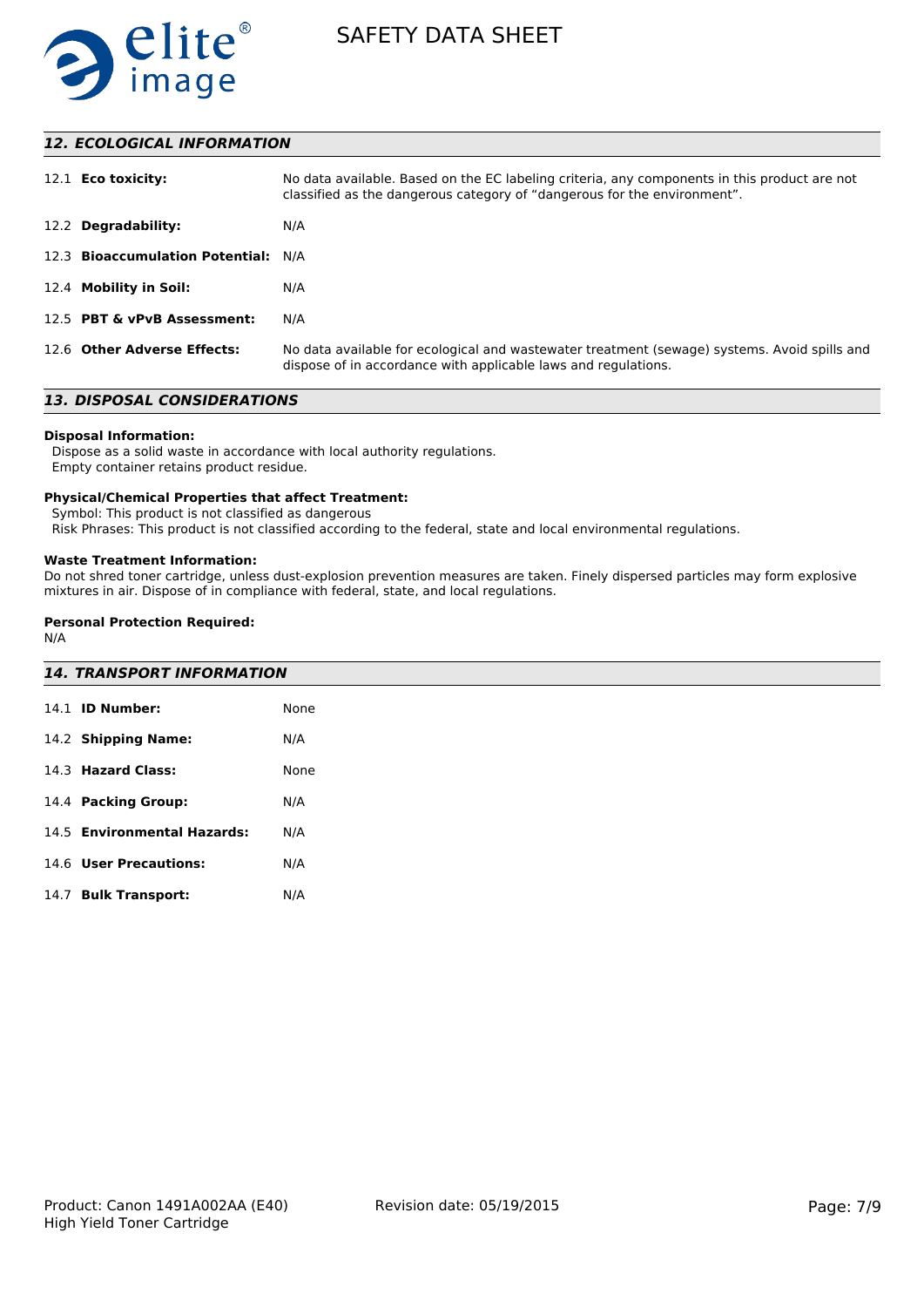## *12. ECOLOGICAL INFORMATION*

| | |
|---|---|
| 12.1 **Eco toxicity:** | No data available. Based on the EC labeling criteria, any components in this product are not classified as the dangerous category of "dangerous for the environment". |
| 12.2 **Degradability:** | N/A |
| 12.3 **Bioaccumulation Potential:** | N/A |
| 12.4 **Mobility in Soil:** | N/A |
| 12.5 **PBT & vPvB Assessment:** | N/A |
| 12.6 **Other Adverse Effects:** | No data available for ecological and wastewater treatment (sewage) systems. Avoid spills and dispose of in accordance with applicable laws and regulations. |

## *13. DISPOSAL CONSIDERATIONS*

**Disposal Information:**

Dispose as a solid waste in accordance with local authority regulations.
Empty container retains product residue.

**Physical/Chemical Properties that affect Treatment:**

Symbol: This product is not classified as dangerous
Risk Phrases: This product is not classified according to the federal, state and local environmental regulations.

**Waste Treatment Information:**

Do not shred toner cartridge, unless dust-explosion prevention measures are taken. Finely dispersed particles may form explosive mixtures in air. Dispose of in compliance with federal, state, and local regulations.

**Personal Protection Required:**

N/A

## *14. TRANSPORT INFORMATION*

| | |
|---|---|
| 14.1 **ID Number:** | None |
| 14.2 **Shipping Name:** | N/A |
| 14.3 **Hazard Class:** | None |
| 14.4 **Packing Group:** | N/A |
| 14.5 **Environmental Hazards:** | N/A |
| 14.6 **User Precautions:** | N/A |
| 14.7 **Bulk Transport:** | N/A |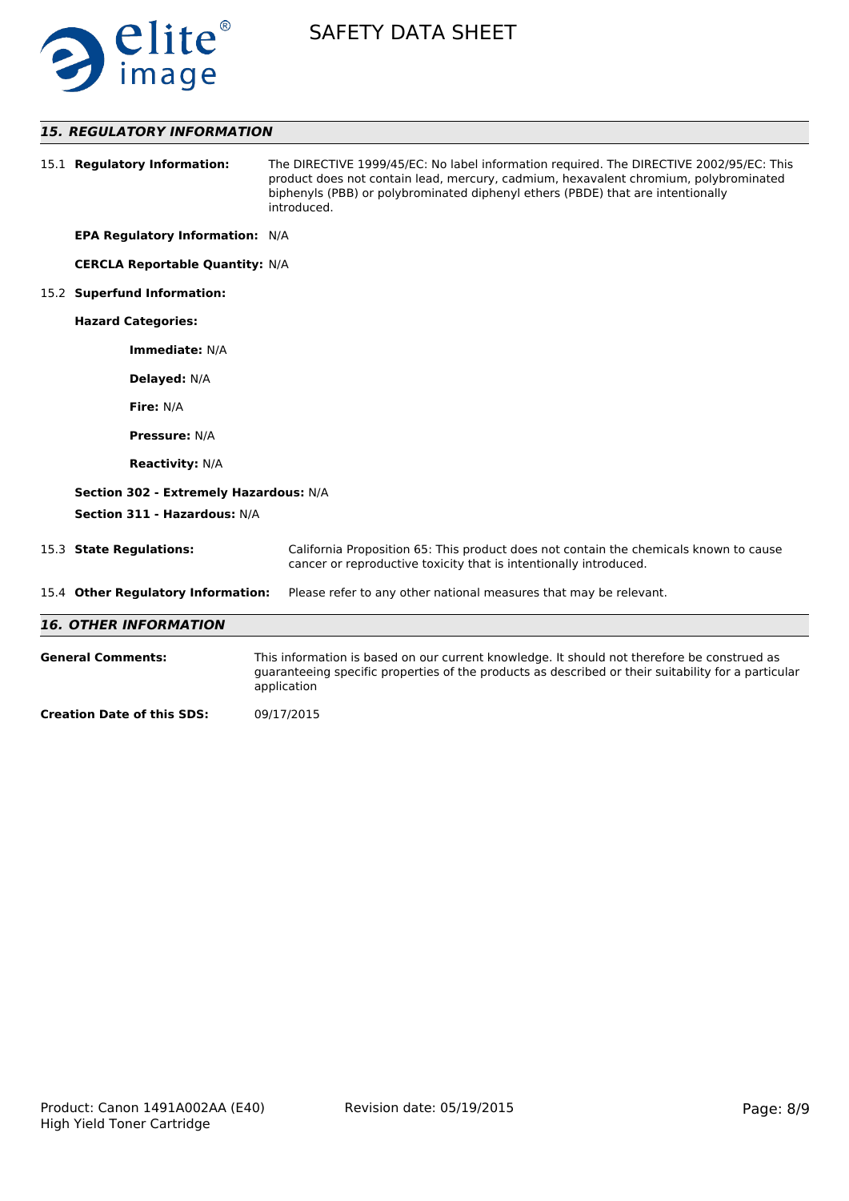## *15. REGULATORY INFORMATION*

15.1 **Regulatory Information:** The DIRECTIVE 1999/45/EC: No label information required. The DIRECTIVE 2002/95/EC: This product does not contain lead, mercury, cadmium, hexavalent chromium, polybrominated biphenyls (PBB) or polybrominated diphenyl ethers (PBDE) that are intentionally introduced.

**EPA Regulatory Information:** N/A

**CERCLA Reportable Quantity:** N/A

15.2 **Superfund Information:**

**Hazard Categories:**

**Immediate:** N/A

**Delayed:** N/A

**Fire:** N/A

**Pressure:** N/A

**Reactivity:** N/A

**Section 302 - Extremely Hazardous:** N/A

**Section 311 - Hazardous:** N/A

15.3 **State Regulations:** California Proposition 65: This product does not contain the chemicals known to cause cancer or reproductive toxicity that is intentionally introduced.

15.4 **Other Regulatory Information:** Please refer to any other national measures that may be relevant.

## *16. OTHER INFORMATION*

**General Comments:** This information is based on our current knowledge. It should not therefore be construed as guaranteeing specific properties of the products as described or their suitability for a particular application

**Creation Date of this SDS:** 09/17/2015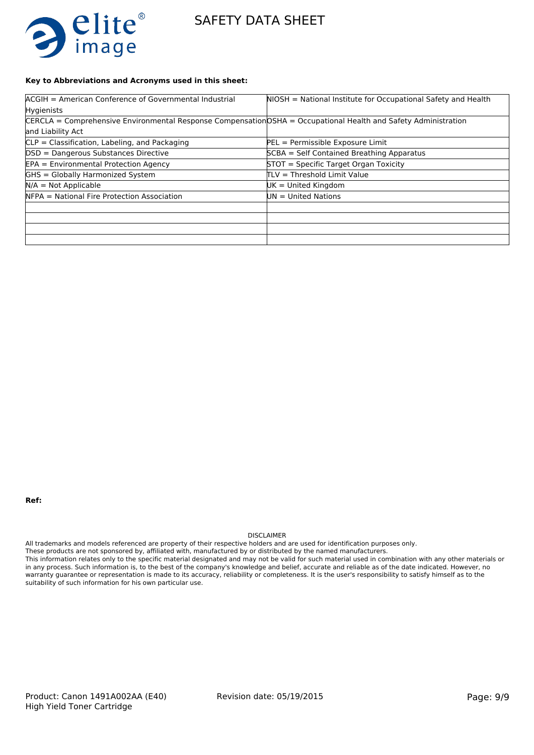**Key to Abbreviations and Acronyms used in this sheet:**

| | |
|---|---|
| ACGIH = American Conference of Governmental Industrial Hygienists | NIOSH = National Institute for Occupational Safety and Health |
| CERCLA = Comprehensive Environmental Response Compensation and Liability Act | OSHA = Occupational Health and Safety Administration |
| CLP = Classification, Labeling, and Packaging | PEL = Permissible Exposure Limit |
| DSD = Dangerous Substances Directive | SCBA = Self Contained Breathing Apparatus |
| EPA = Environmental Protection Agency | STOT = Specific Target Organ Toxicity |
| GHS = Globally Harmonized System | TLV = Threshold Limit Value |
| N/A = Not Applicable | UK = United Kingdom |
| NFPA = National Fire Protection Association | UN = United Nations |
| | |
| | |
| | |
| | |

**Ref:**

DISCLAIMER

All trademarks and models referenced are property of their respective holders and are used for identification purposes only.
These products are not sponsored by, affiliated with, manufactured by or distributed by the named manufacturers.
This information relates only to the specific material designated and may not be valid for such material used in combination with any other materials or in any process. Such information is, to the best of the company's knowledge and belief, accurate and reliable as of the date indicated. However, no warranty guarantee or representation is made to its accuracy, reliability or completeness. It is the user's responsibility to satisfy himself as to the suitability of such information for his own particular use.